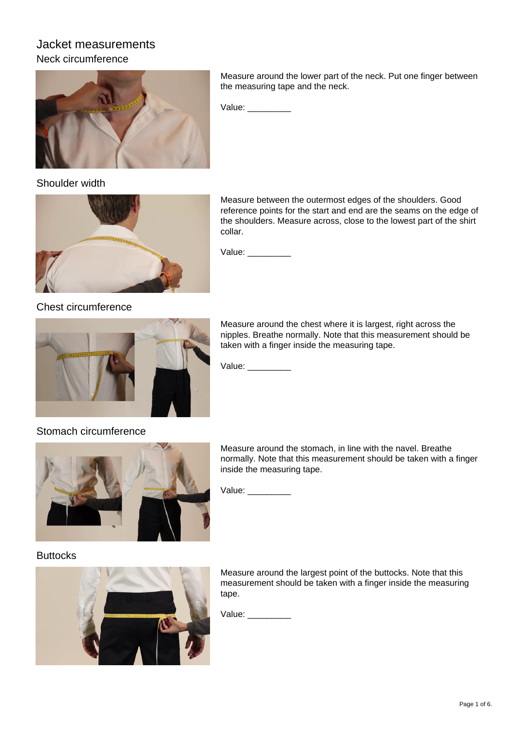# Jacket measurements

## Neck circumference

Measure around the lower part of the neck. Put one finger between the measuring tape and the neck.

Value: _________

## Shoulder width

Measure between the outermost edges of the shoulders. Good reference points for the start and end are the seams on the edge of the shoulders. Measure across, close to the lowest part of the shirt collar.

Value: _________

## Chest circumference

Measure around the chest where it is largest, right across the nipples. Breathe normally. Note that this measurement should be taken with a finger inside the measuring tape.

Value: _________

## Stomach circumference

Measure around the stomach, in line with the navel. Breathe normally. Note that this measurement should be taken with a finger inside the measuring tape.

Value: _________

## Buttocks

Measure around the largest point of the buttocks. Note that this measurement should be taken with a finger inside the measuring tape.

Value: _________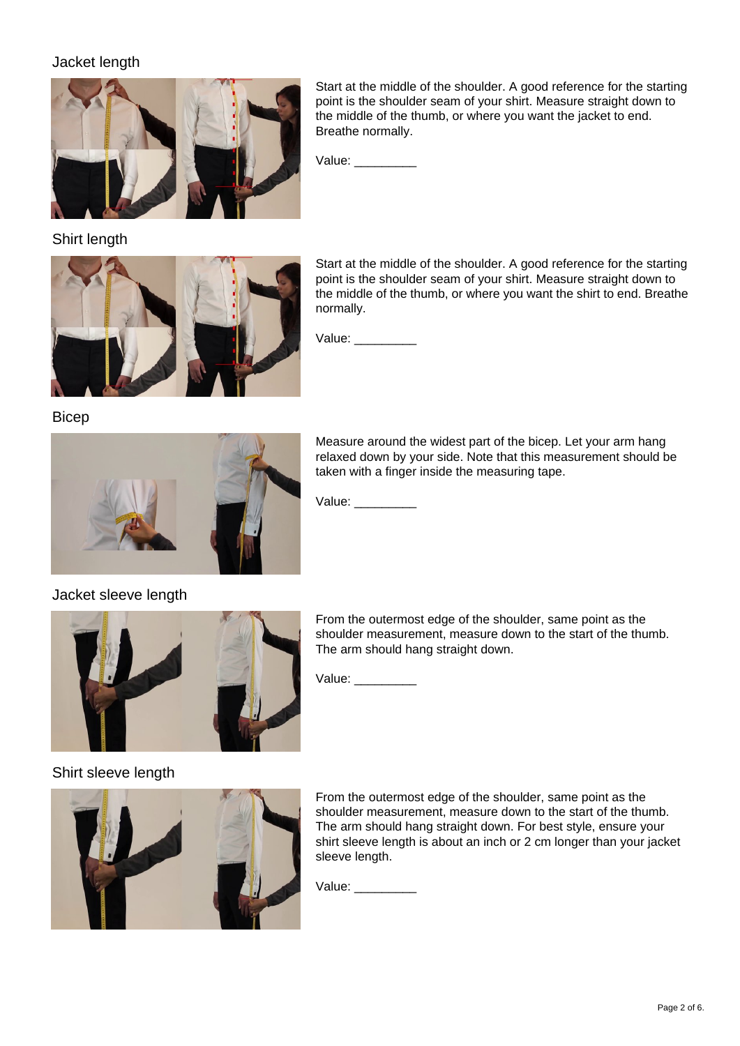## Jacket length

Start at the middle of the shoulder. A good reference for the starting point is the shoulder seam of your shirt. Measure straight down to the middle of the thumb, or where you want the jacket to end. Breathe normally.

Value: _________

## Shirt length

Start at the middle of the shoulder. A good reference for the starting point is the shoulder seam of your shirt. Measure straight down to the middle of the thumb, or where you want the shirt to end. Breathe normally.

Value: _________

## Bicep

Measure around the widest part of the bicep. Let your arm hang relaxed down by your side. Note that this measurement should be taken with a finger inside the measuring tape.

Value: _________

## Jacket sleeve length

From the outermost edge of the shoulder, same point as the shoulder measurement, measure down to the start of the thumb. The arm should hang straight down.

Value: _________

## Shirt sleeve length

From the outermost edge of the shoulder, same point as the shoulder measurement, measure down to the start of the thumb. The arm should hang straight down. For best style, ensure your shirt sleeve length is about an inch or 2 cm longer than your jacket sleeve length.

Value: _________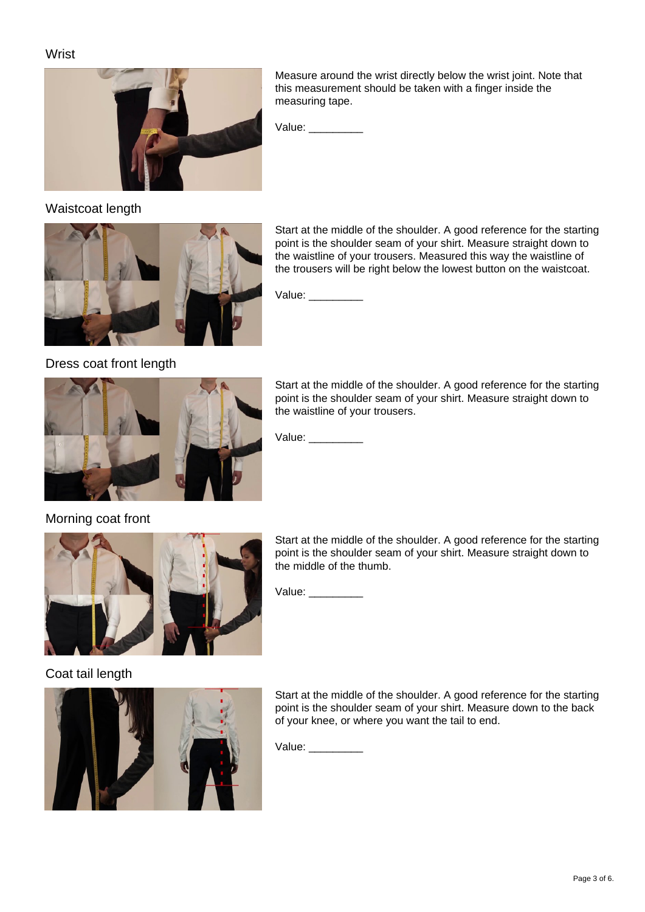## Wrist

Measure around the wrist directly below the wrist joint. Note that this measurement should be taken with a finger inside the measuring tape.

Value: _________

## Waistcoat length

Start at the middle of the shoulder. A good reference for the starting point is the shoulder seam of your shirt. Measure straight down to the waistline of your trousers. Measured this way the waistline of the trousers will be right below the lowest button on the waistcoat.

Value: _________

## Dress coat front length

Start at the middle of the shoulder. A good reference for the starting point is the shoulder seam of your shirt. Measure straight down to the waistline of your trousers.

Value: _________

## Morning coat front

Start at the middle of the shoulder. A good reference for the starting point is the shoulder seam of your shirt. Measure straight down to the middle of the thumb.

Value: _________

## Coat tail length

Start at the middle of the shoulder. A good reference for the starting point is the shoulder seam of your shirt. Measure down to the back of your knee, or where you want the tail to end.

Value: _________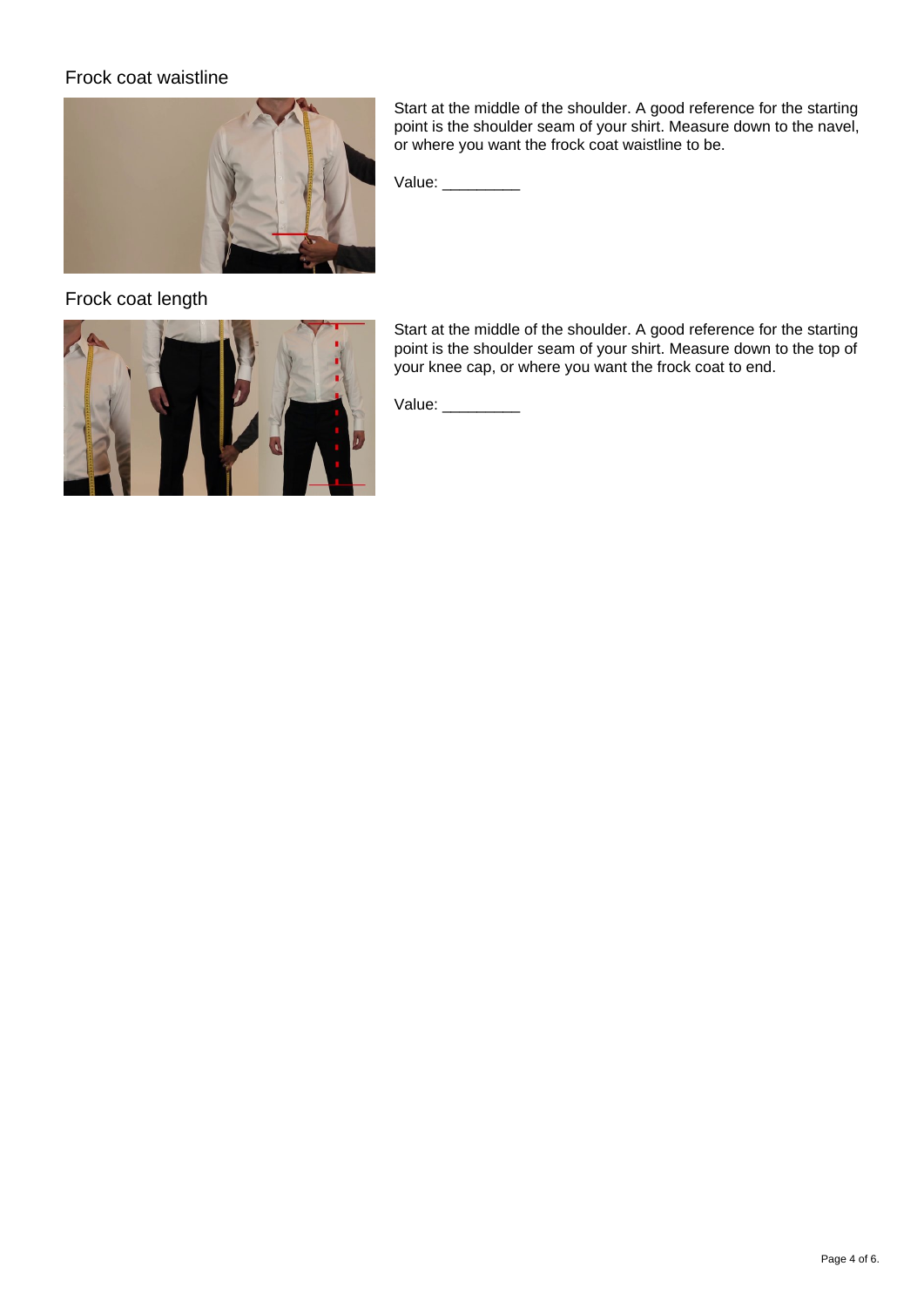## Frock coat waistline

Start at the middle of the shoulder. A good reference for the starting point is the shoulder seam of your shirt. Measure down to the navel, or where you want the frock coat waistline to be.

Value: _________

## Frock coat length

Start at the middle of the shoulder. A good reference for the starting point is the shoulder seam of your shirt. Measure down to the top of your knee cap, or where you want the frock coat to end.

Value: _________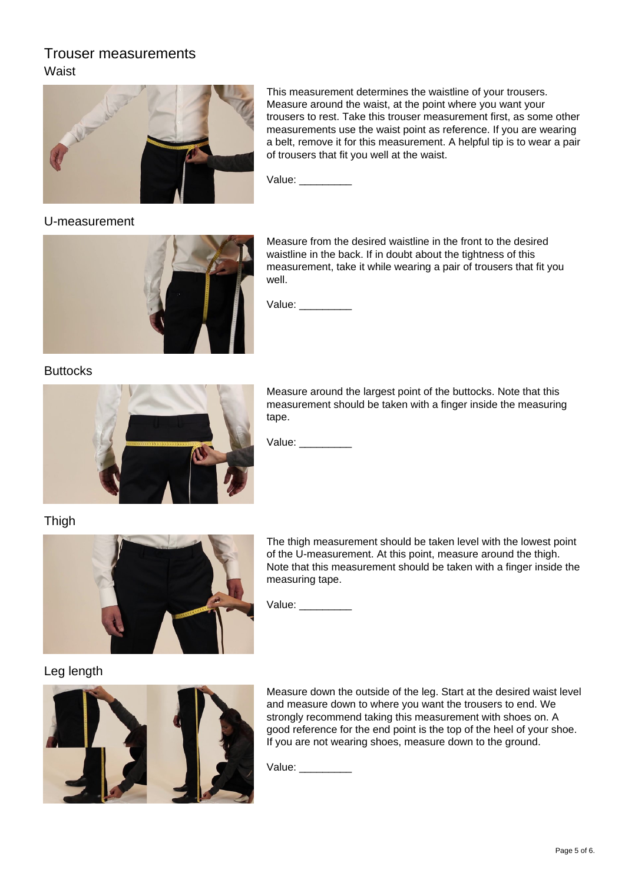# Trouser measurements

## Waist

This measurement determines the waistline of your trousers. Measure around the waist, at the point where you want your trousers to rest. Take this trouser measurement first, as some other measurements use the waist point as reference. If you are wearing a belt, remove it for this measurement. A helpful tip is to wear a pair of trousers that fit you well at the waist.

Value: _________

## U-measurement

Measure from the desired waistline in the front to the desired waistline in the back. If in doubt about the tightness of this measurement, take it while wearing a pair of trousers that fit you well.

Value: _________

## Buttocks

Measure around the largest point of the buttocks. Note that this measurement should be taken with a finger inside the measuring tape.

Value: _________

## Thigh

The thigh measurement should be taken level with the lowest point of the U-measurement. At this point, measure around the thigh. Note that this measurement should be taken with a finger inside the measuring tape.

Value: _________

## Leg length

Measure down the outside of the leg. Start at the desired waist level and measure down to where you want the trousers to end. We strongly recommend taking this measurement with shoes on. A good reference for the end point is the top of the heel of your shoe. If you are not wearing shoes, measure down to the ground.

Value: _________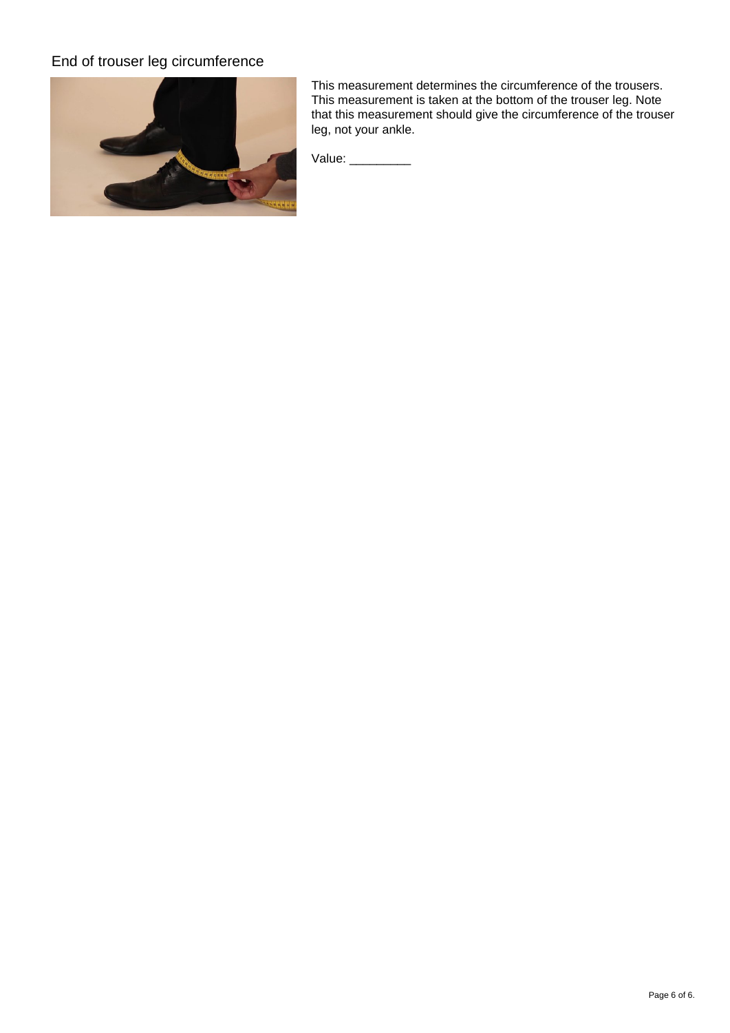## End of trouser leg circumference

This measurement determines the circumference of the trousers. This measurement is taken at the bottom of the trouser leg. Note that this measurement should give the circumference of the trouser leg, not your ankle.

Value: _________